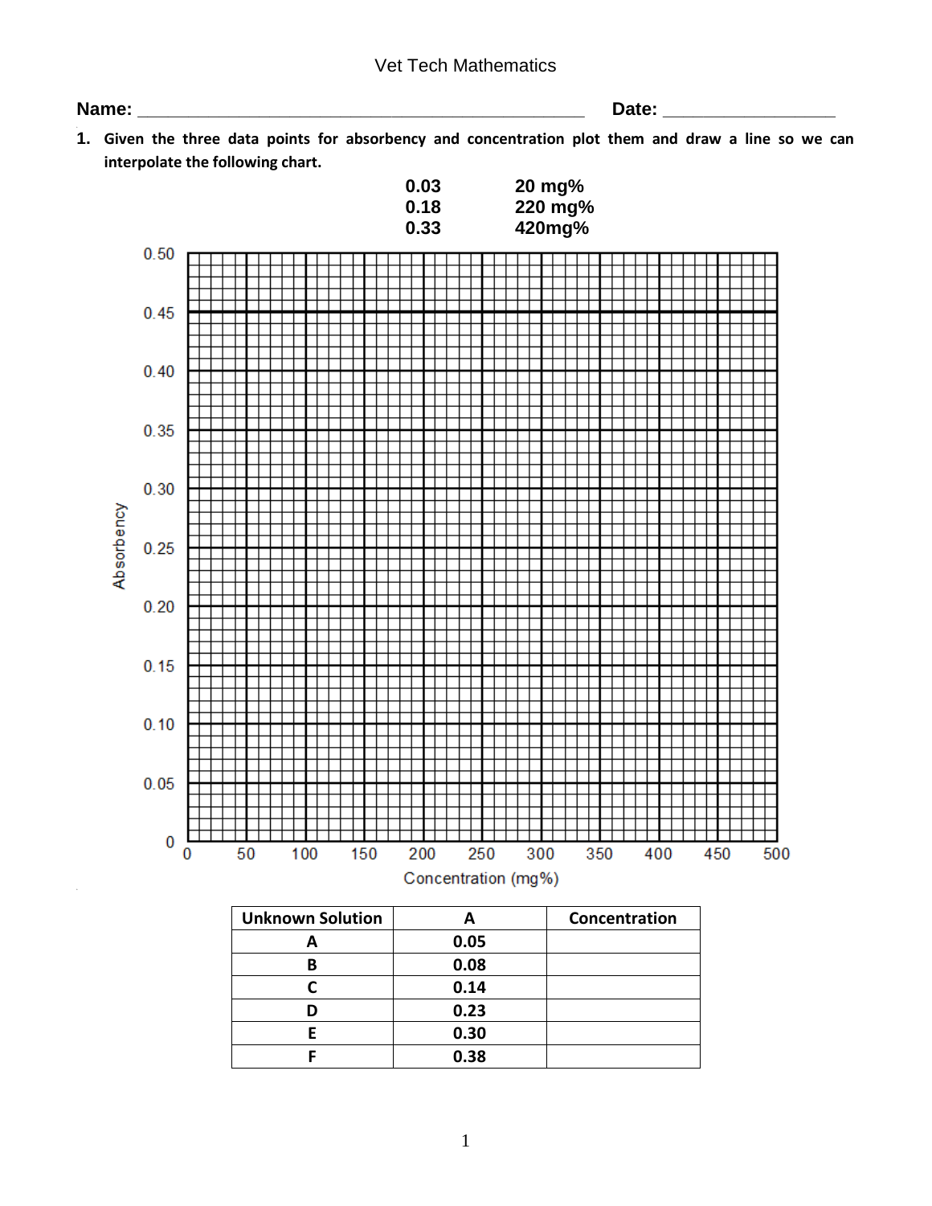Vet Tech Mathematics

**Name:** ______________________________________________ **Date:** ________________

1. **Given the three data points for absorbency and concentration plot them and draw a line so we can interpolate the following chart.**

| | |
|---|---|
| **0.03** | **20 mg%** |
| **0.18** | **220 mg%** |
| **0.33** | **420mg%** |

Absorbency (0 to 0.50) vs. Concentration (mg%) (0 to 500)

| Unknown Solution | A | Concentration |
|---|---|---|
| A | 0.05 | |
| B | 0.08 | |
| C | 0.14 | |
| D | 0.23 | |
| E | 0.30 | |
| F | 0.38 | |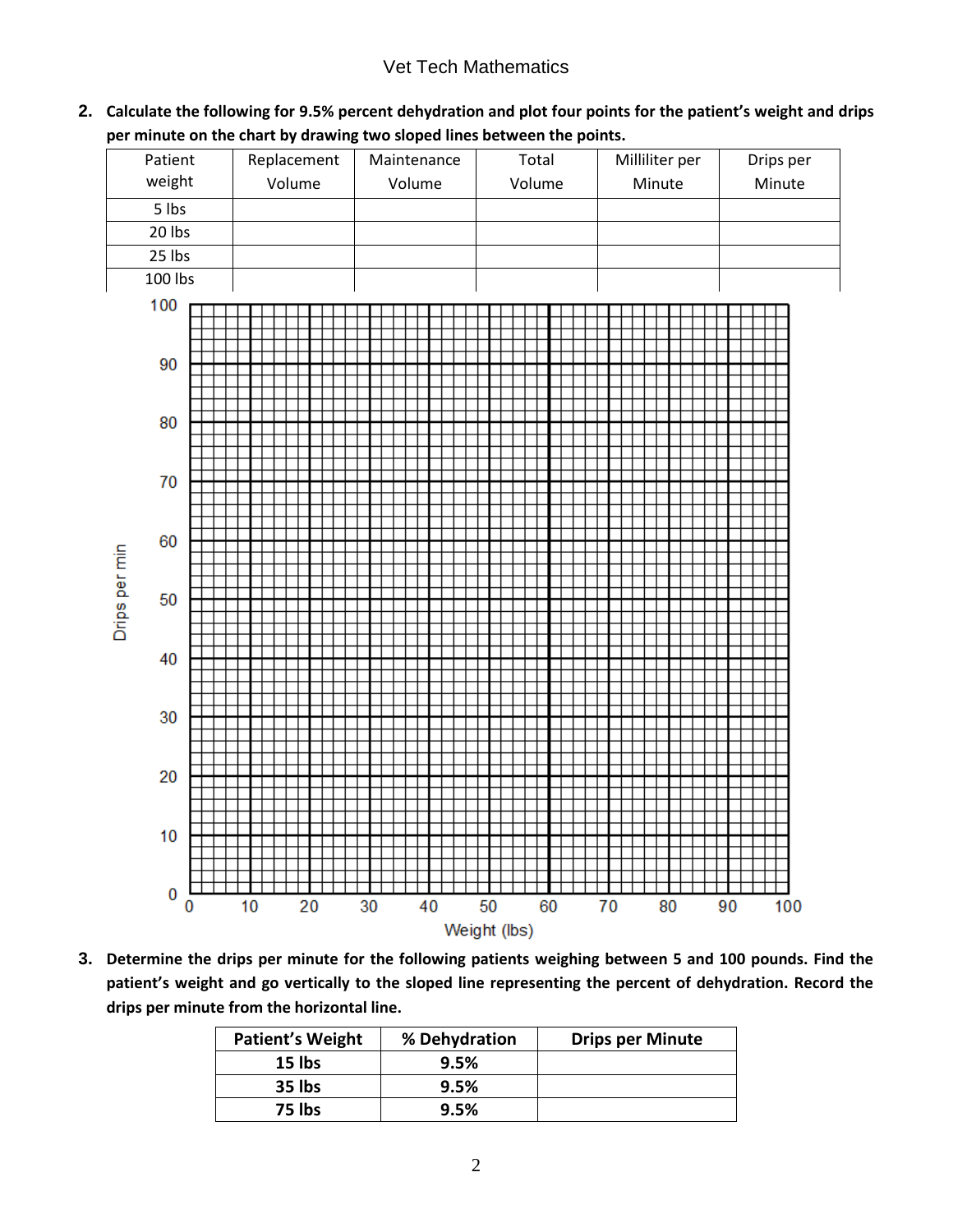**2.** **Calculate the following for 9.5% percent dehydration and plot four points for the patient's weight and drips per minute on the chart by drawing two sloped lines between the points.**

| Patient weight | Replacement Volume | Maintenance Volume | Total Volume | Milliliter per Minute | Drips per Minute |
|---|---|---|---|---|---|
| 5 lbs | | | | | |
| 20 lbs | | | | | |
| 25 lbs | | | | | |
| 100 lbs | | | | | |

Drips per min (0–100) vs. Weight (lbs) (0–100)

**3.** **Determine the drips per minute for the following patients weighing between 5 and 100 pounds. Find the patient's weight and go vertically to the sloped line representing the percent of dehydration. Record the drips per minute from the horizontal line.**

| Patient's Weight | % Dehydration | Drips per Minute |
|---|---|---|
| 15 lbs | 9.5% | |
| 35 lbs | 9.5% | |
| 75 lbs | 9.5% | |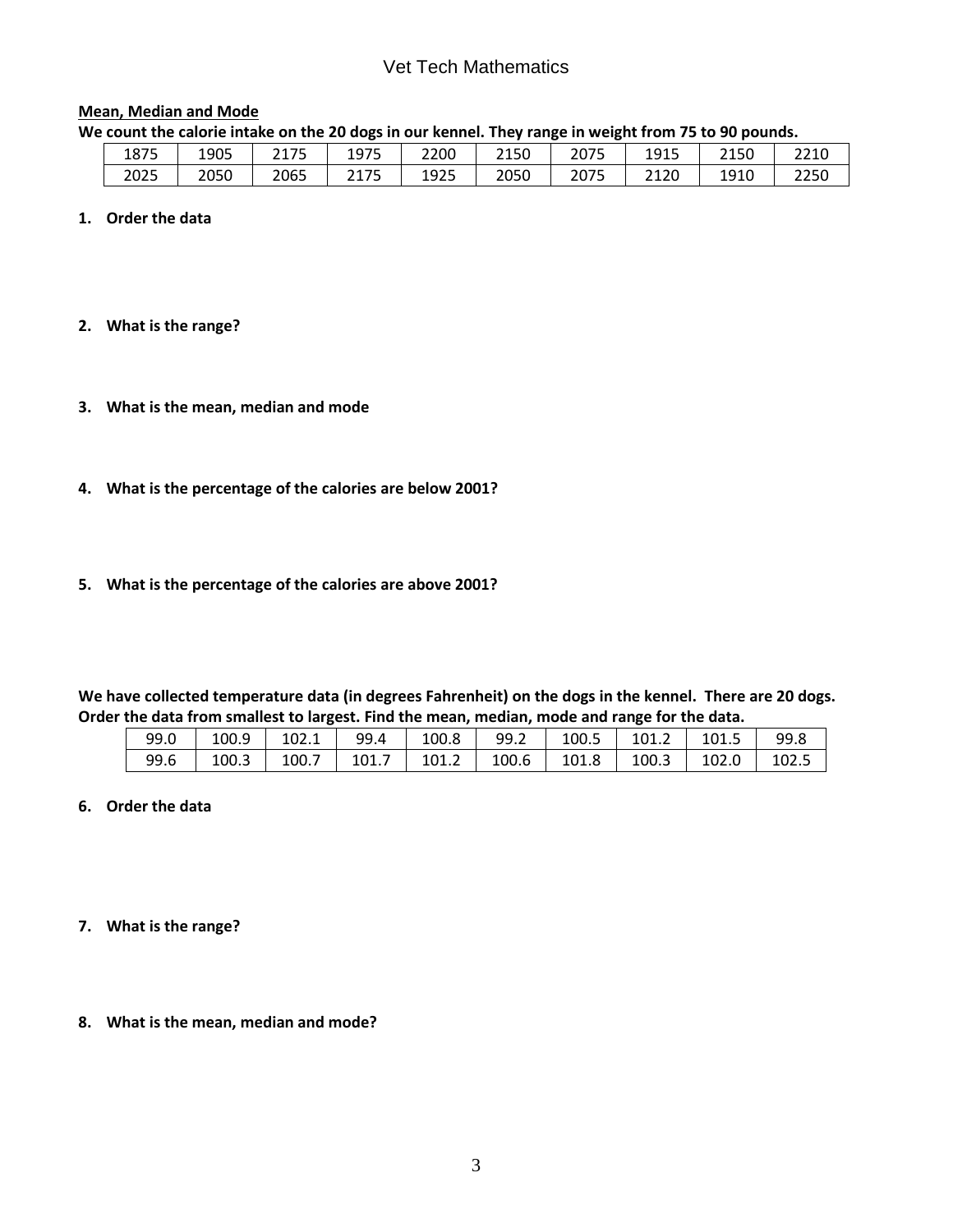**Mean, Median and Mode**

**We count the calorie intake on the 20 dogs in our kennel. They range in weight from 75 to 90 pounds.**

| | | | | | | | | | |
|---|---|---|---|---|---|---|---|---|---|
| 1875 | 1905 | 2175 | 1975 | 2200 | 2150 | 2075 | 1915 | 2150 | 2210 |
| 2025 | 2050 | 2065 | 2175 | 1925 | 2050 | 2075 | 2120 | 1910 | 2250 |

1. **Order the data**

2. **What is the range?**

3. **What is the mean, median and mode**

4. **What is the percentage of the calories are below 2001?**

5. **What is the percentage of the calories are above 2001?**

**We have collected temperature data (in degrees Fahrenheit) on the dogs in the kennel. There are 20 dogs. Order the data from smallest to largest. Find the mean, median, mode and range for the data.**

| | | | | | | | | | |
|---|---|---|---|---|---|---|---|---|---|
| 99.0 | 100.9 | 102.1 | 99.4 | 100.8 | 99.2 | 100.5 | 101.2 | 101.5 | 99.8 |
| 99.6 | 100.3 | 100.7 | 101.7 | 101.2 | 100.6 | 101.8 | 100.3 | 102.0 | 102.5 |

6. **Order the data**

7. **What is the range?**

8. **What is the mean, median and mode?**